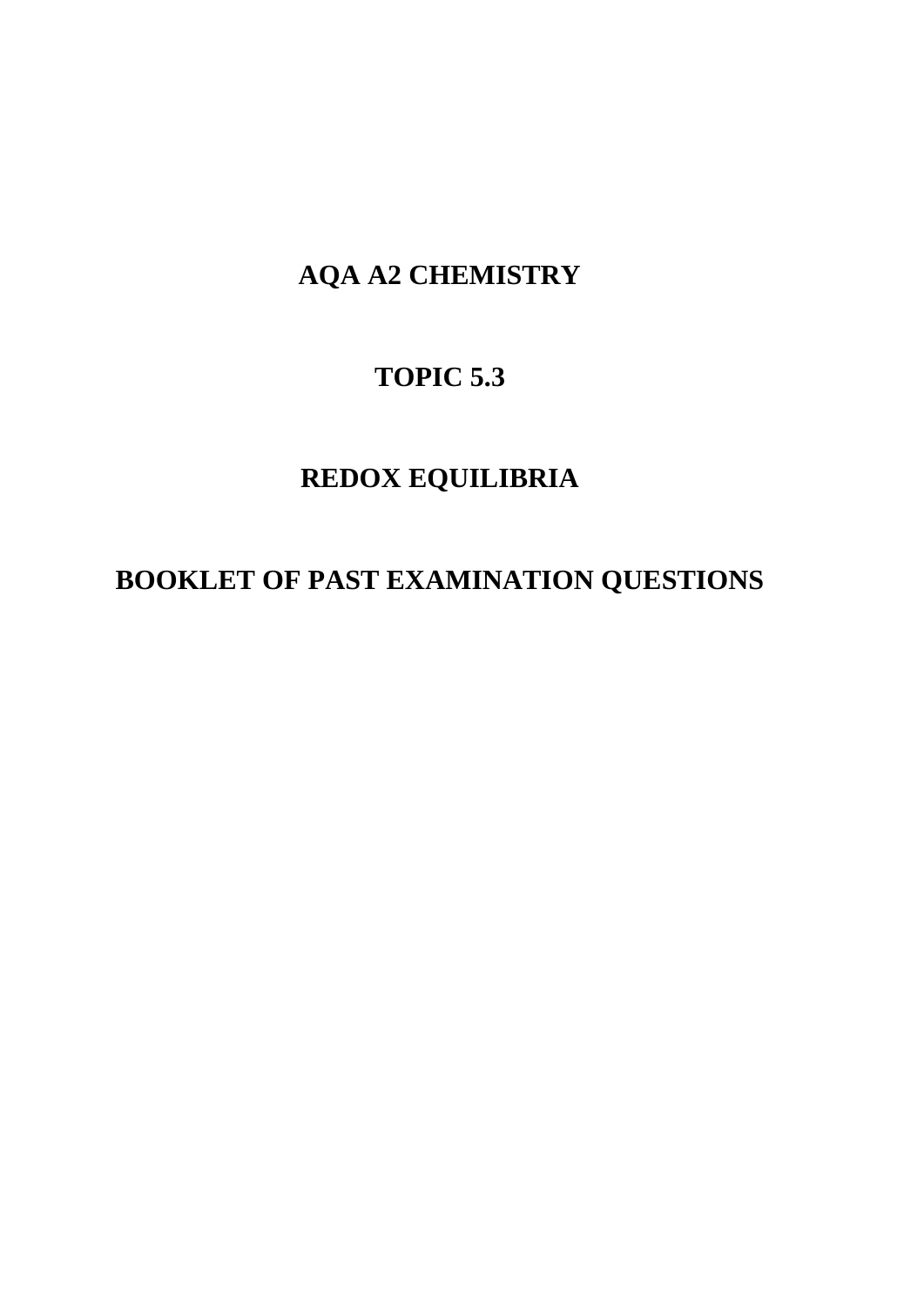# AQA A2 CHEMISTRY

## TOPIC 5.3

## REDOX EQUILIBRIA

## BOOKLET OF PAST EXAMINATION QUESTIONS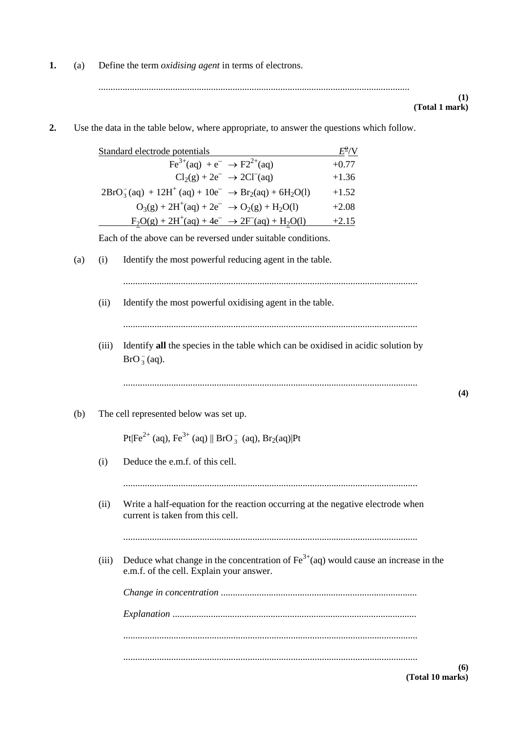**1.** (a) Define the term *oxidising agent* in terms of electrons.

.................................................................................................................................

**(1)**
**(Total 1 mark)**

**2.** Use the data in the table below, where appropriate, to answer the questions which follow.

| Standard electrode potentials | $E^⊖$/V |
|---|---|
| $Fe^{3+}(aq) + e^- \rightarrow F2^{2+}(aq)$ | +0.77 |
| $Cl_2(g) + 2e^- \rightarrow 2Cl^-(aq)$ | +1.36 |
| $2BrO_3^-(aq) + 12H^+(aq) + 10e^- \rightarrow Br_2(aq) + 6H_2O(l)$ | +1.52 |
| $O_3(g) + 2H^+(aq) + 2e^- \rightarrow O_2(g) + H_2O(l)$ | +2.08 |
| $F_2O(g) + 2H^+(aq) + 4e^- \rightarrow 2F^-(aq) + H_2O(l)$ | +2.15 |

Each of the above can be reversed under suitable conditions.

(a) (i) Identify the most powerful reducing agent in the table.

.................................................................................................................................

(ii) Identify the most powerful oxidising agent in the table.

.................................................................................................................................

(iii) Identify **all** the species in the table which can be oxidised in acidic solution by $BrO_3^-(aq)$.

.................................................................................................................................

**(4)**

(b) The cell represented below was set up.

$Pt|Fe^{2+}(aq), Fe^{3+}(aq) \| BrO_3^-(aq), Br_2(aq)|Pt$

(i) Deduce the e.m.f. of this cell.

.................................................................................................................................

(ii) Write a half-equation for the reaction occurring at the negative electrode when current is taken from this cell.

.................................................................................................................................

(iii) Deduce what change in the concentration of $Fe^{3+}(aq)$ would cause an increase in the e.m.f. of the cell. Explain your answer.

*Change in concentration* .................................................................................

*Explanation* .....................................................................................................

.................................................................................................................................

.................................................................................................................................

**(6)**
**(Total 10 marks)**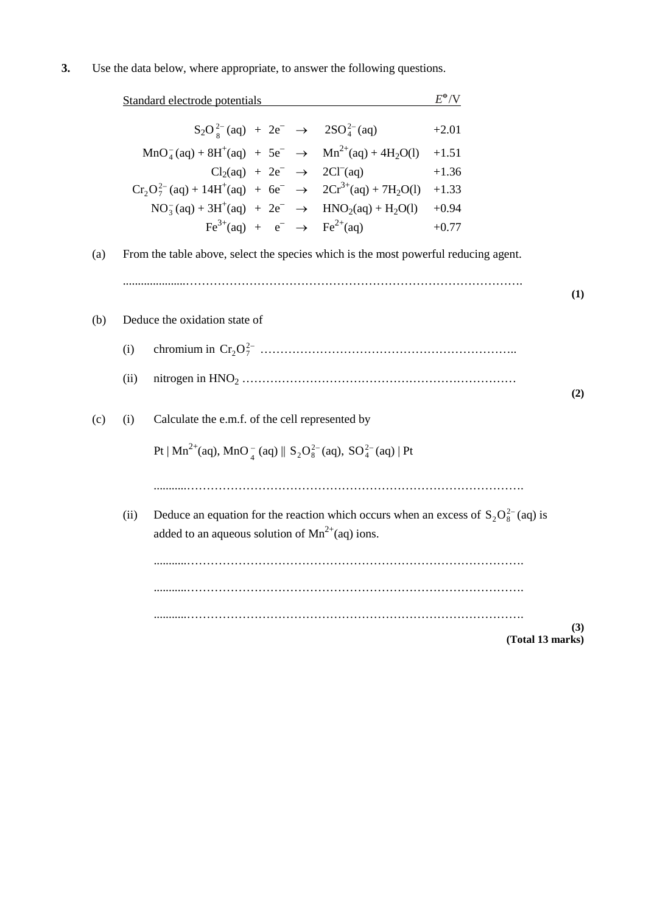**3.** Use the data below, where appropriate, to answer the following questions.

| Standard electrode potentials | $E^\ominus$/V |
|---|---|
| $S_2O_8^{2-}(aq) + 2e^- \rightarrow 2SO_4^{2-}(aq)$ | +2.01 |
| $MnO_4^-(aq) + 8H^+(aq) + 5e^- \rightarrow Mn^{2+}(aq) + 4H_2O(l)$ | +1.51 |
| $Cl_2(aq) + 2e^- \rightarrow 2Cl^-(aq)$ | +1.36 |
| $Cr_2O_7^{2-}(aq) + 14H^+(aq) + 6e^- \rightarrow 2Cr^{3+}(aq) + 7H_2O(l)$ | +1.33 |
| $NO_3^-(aq) + 3H^+(aq) + 2e^- \rightarrow HNO_2(aq) + H_2O(l)$ | +0.94 |
| $Fe^{3+}(aq) + e^- \rightarrow Fe^{2+}(aq)$ | +0.77 |

(a) From the table above, select the species which is the most powerful reducing agent.

.......................................................................................................

**(1)**

(b) Deduce the oxidation state of

(i) chromium in $Cr_2O_7^{2-}$ .......................................................................

(ii) nitrogen in $HNO_2$ .......................................................................

**(2)**

(c) (i) Calculate the e.m.f. of the cell represented by

$Pt \mid Mn^{2+}(aq), MnO_4^-(aq) \parallel S_2O_8^{2-}(aq), SO_4^{2-}(aq) \mid Pt$

.......................................................................................................

(ii) Deduce an equation for the reaction which occurs when an excess of $S_2O_8^{2-}(aq)$ is added to an aqueous solution of $Mn^{2+}(aq)$ ions.

.......................................................................................................

.......................................................................................................

.......................................................................................................

**(3)**

**(Total 13 marks)**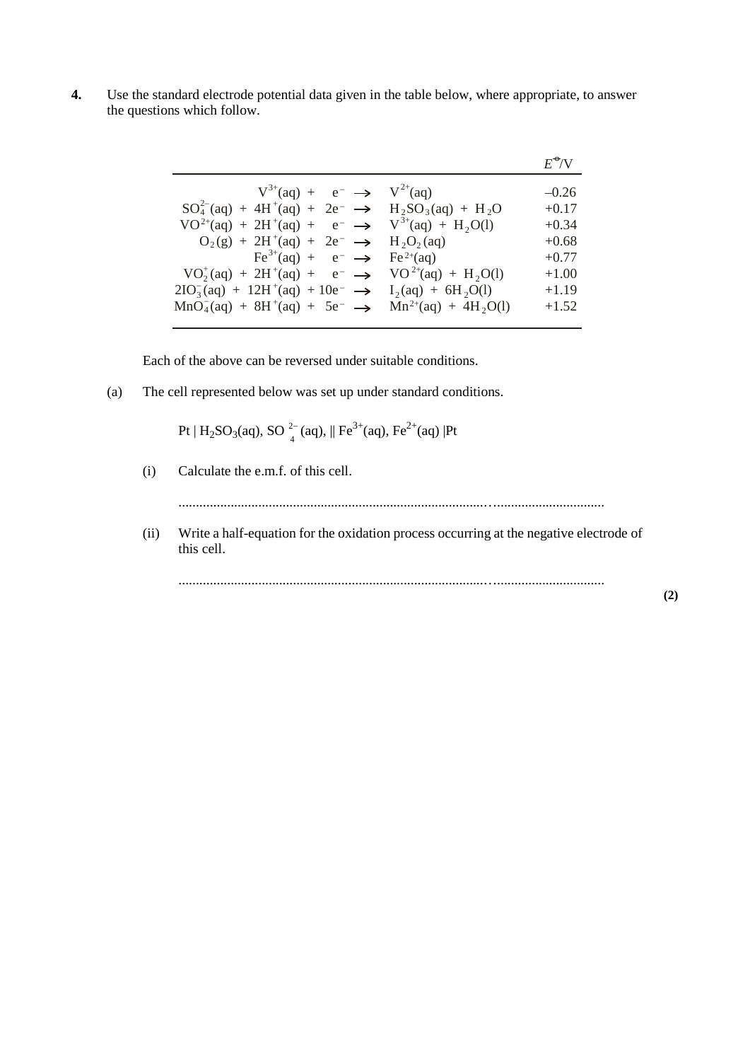**4.** Use the standard electrode potential data given in the table below, where appropriate, to answer the questions which follow.

| | $E^{\ominus}$/V |
|---|---|
| $V^{3+}(aq) + e^- \rightarrow V^{2+}(aq)$ | –0.26 |
| $SO_4^{2-}(aq) + 4H^+(aq) + 2e^- \rightarrow H_2SO_3(aq) + H_2O$ | +0.17 |
| $VO^{2+}(aq) + 2H^+(aq) + e^- \rightarrow V^{3+}(aq) + H_2O(l)$ | +0.34 |
| $O_2(g) + 2H^+(aq) + 2e^- \rightarrow H_2O_2(aq)$ | +0.68 |
| $Fe^{3+}(aq) + e^- \rightarrow Fe^{2+}(aq)$ | +0.77 |
| $VO_2^+(aq) + 2H^+(aq) + e^- \rightarrow VO^{2+}(aq) + H_2O(l)$ | +1.00 |
| $2IO_3^-(aq) + 12H^+(aq) + 10e^- \rightarrow I_2(aq) + 6H_2O(l)$ | +1.19 |
| $MnO_4^-(aq) + 8H^+(aq) + 5e^- \rightarrow Mn^{2+}(aq) + 4H_2O(l)$ | +1.52 |

Each of the above can be reversed under suitable conditions.

(a) The cell represented below was set up under standard conditions.

$$Pt \mid H_2SO_3(aq), SO_4^{2-}(aq), \parallel Fe^{3+}(aq), Fe^{2+}(aq) \mid Pt$$

(i) Calculate the e.m.f. of this cell.

.............................................................................................................................

(ii) Write a half-equation for the oxidation process occurring at the negative electrode of this cell.

.............................................................................................................................

**(2)**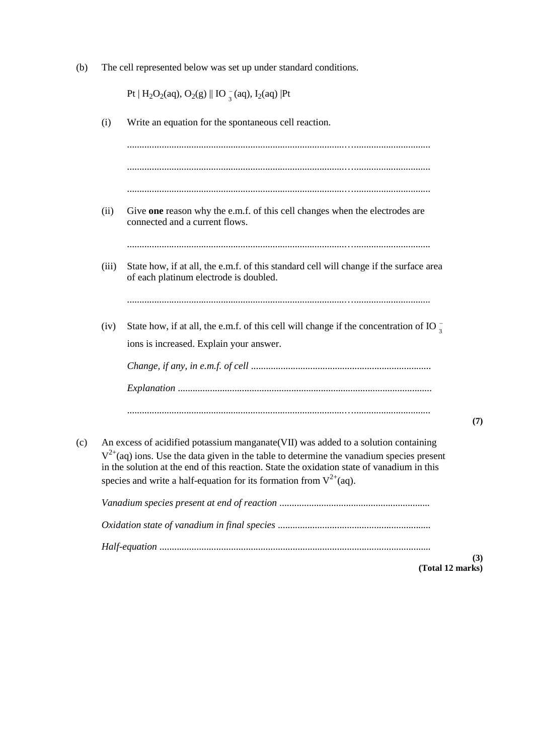(b) The cell represented below was set up under standard conditions.

$Pt \mid H_2O_2(aq), O_2(g) \parallel IO_3^-(aq), I_2(aq) \mid Pt$

(i) Write an equation for the spontaneous cell reaction.

.......................................................................................................................

.......................................................................................................................

.......................................................................................................................

(ii) Give **one** reason why the e.m.f. of this cell changes when the electrodes are connected and a current flows.

.......................................................................................................................

(iii) State how, if at all, the e.m.f. of this standard cell will change if the surface area of each platinum electrode is doubled.

.......................................................................................................................

(iv) State how, if at all, the e.m.f. of this cell will change if the concentration of $IO_3^-$ ions is increased. Explain your answer.

*Change, if any, in e.m.f. of cell* ........................................................................

*Explanation* ......................................................................................................

.......................................................................................................................

**(7)**

(c) An excess of acidified potassium manganate(VII) was added to a solution containing $V^{2+}$(aq) ions. Use the data given in the table to determine the vanadium species present in the solution at the end of this reaction. State the oxidation state of vanadium in this species and write a half-equation for its formation from $V^{2+}$(aq).

*Vanadium species present at end of reaction* ............................................................

*Oxidation state of vanadium in final species* .............................................................

*Half-equation* ..............................................................................................................

**(3)**

**(Total 12 marks)**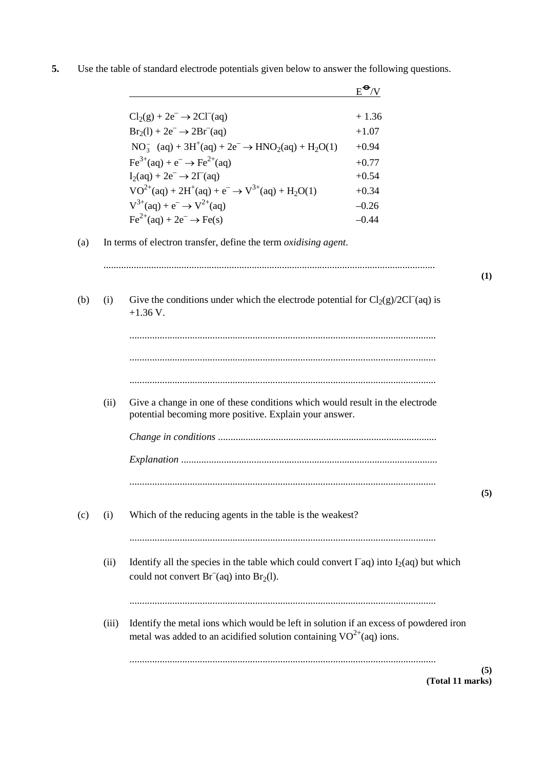**5.** Use the table of standard electrode potentials given below to answer the following questions.

| | $E^{\ominus}$/V |
|---|---|
| $Cl_2(g) + 2e^- \rightarrow 2Cl^-(aq)$ | + 1.36 |
| $Br_2(l) + 2e^- \rightarrow 2Br^-(aq)$ | +1.07 |
| $NO_3^-$ (aq) + $3H^+(aq) + 2e^- \rightarrow HNO_2(aq) + H_2O(1)$ | +0.94 |
| $Fe^{3+}(aq) + e^- \rightarrow Fe^{2+}(aq)$ | +0.77 |
| $I_2(aq) + 2e^- \rightarrow 2I^-(aq)$ | +0.54 |
| $VO^{2+}(aq) + 2H^+(aq) + e^- \rightarrow V^{3+}(aq) + H_2O(1)$ | +0.34 |
| $V^{3+}(aq) + e^- \rightarrow V^{2+}(aq)$ | –0.26 |
| $Fe^{2+}(aq) + 2e^- \rightarrow Fe(s)$ | –0.44 |

(a) In terms of electron transfer, define the term *oxidising agent*.

.................................................................................................................................

**(1)**

(b) (i) Give the conditions under which the electrode potential for $Cl_2(g)/2Cl^-(aq)$ is +1.36 V.

.................................................................................................................................

.................................................................................................................................

.................................................................................................................................

(ii) Give a change in one of these conditions which would result in the electrode potential becoming more positive. Explain your answer.

*Change in conditions* .....................................................................................

*Explanation* ....................................................................................................

.................................................................................................................................

**(5)**

(c) (i) Which of the reducing agents in the table is the weakest?

.................................................................................................................................

(ii) Identify all the species in the table which could convert $I^-$aq) into $I_2(aq)$ but which could not convert $Br^-(aq)$ into $Br_2(l)$.

.................................................................................................................................

(iii) Identify the metal ions which would be left in solution if an excess of powdered iron metal was added to an acidified solution containing $VO^{2+}(aq)$ ions.

.................................................................................................................................

**(5)**
**(Total 11 marks)**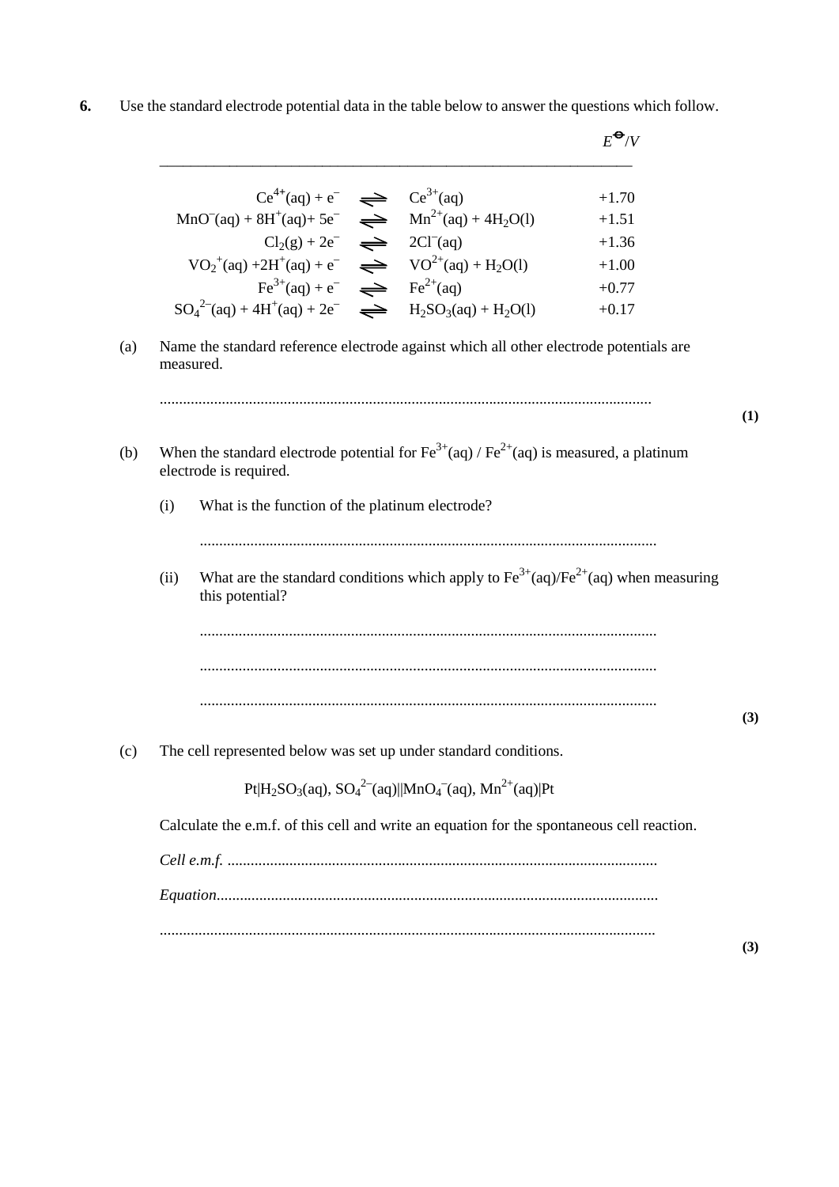**6.** Use the standard electrode potential data in the table below to answer the questions which follow.

| | | | $E^\ominus$/V |
|---|---|---|---|
| $Ce^{4+}(aq) + e^-$ | $\rightleftharpoons$ | $Ce^{3+}(aq)$ | +1.70 |
| $MnO^-(aq) + 8H^+(aq) + 5e^-$ | $\rightleftharpoons$ | $Mn^{2+}(aq) + 4H_2O(l)$ | +1.51 |
| $Cl_2(g) + 2e^-$ | $\rightleftharpoons$ | $2Cl^-(aq)$ | +1.36 |
| $VO_2^+(aq) + 2H^+(aq) + e^-$ | $\rightleftharpoons$ | $VO^{2+}(aq) + H_2O(l)$ | +1.00 |
| $Fe^{3+}(aq) + e^-$ | $\rightleftharpoons$ | $Fe^{2+}(aq)$ | +0.77 |
| $SO_4^{2-}(aq) + 4H^+(aq) + 2e^-$ | $\rightleftharpoons$ | $H_2SO_3(aq) + H_2O(l)$ | +0.17 |

(a) Name the standard reference electrode against which all other electrode potentials are measured.

.............................................................................................................................

**(1)**

(b) When the standard electrode potential for $Fe^{3+}(aq)$ / $Fe^{2+}(aq)$ is measured, a platinum electrode is required.

(i) What is the function of the platinum electrode?

.............................................................................................................................

(ii) What are the standard conditions which apply to $Fe^{3+}(aq)/Fe^{2+}(aq)$ when measuring this potential?

.............................................................................................................................

.............................................................................................................................

.............................................................................................................................

**(3)**

(c) The cell represented below was set up under standard conditions.

$$Pt|H_2SO_3(aq), SO_4^{2-}(aq)||MnO_4^-(aq), Mn^{2+}(aq)|Pt$$

Calculate the e.m.f. of this cell and write an equation for the spontaneous cell reaction.

*Cell e.m.f.* .............................................................................................................

*Equation*.................................................................................................................

.............................................................................................................................

**(3)**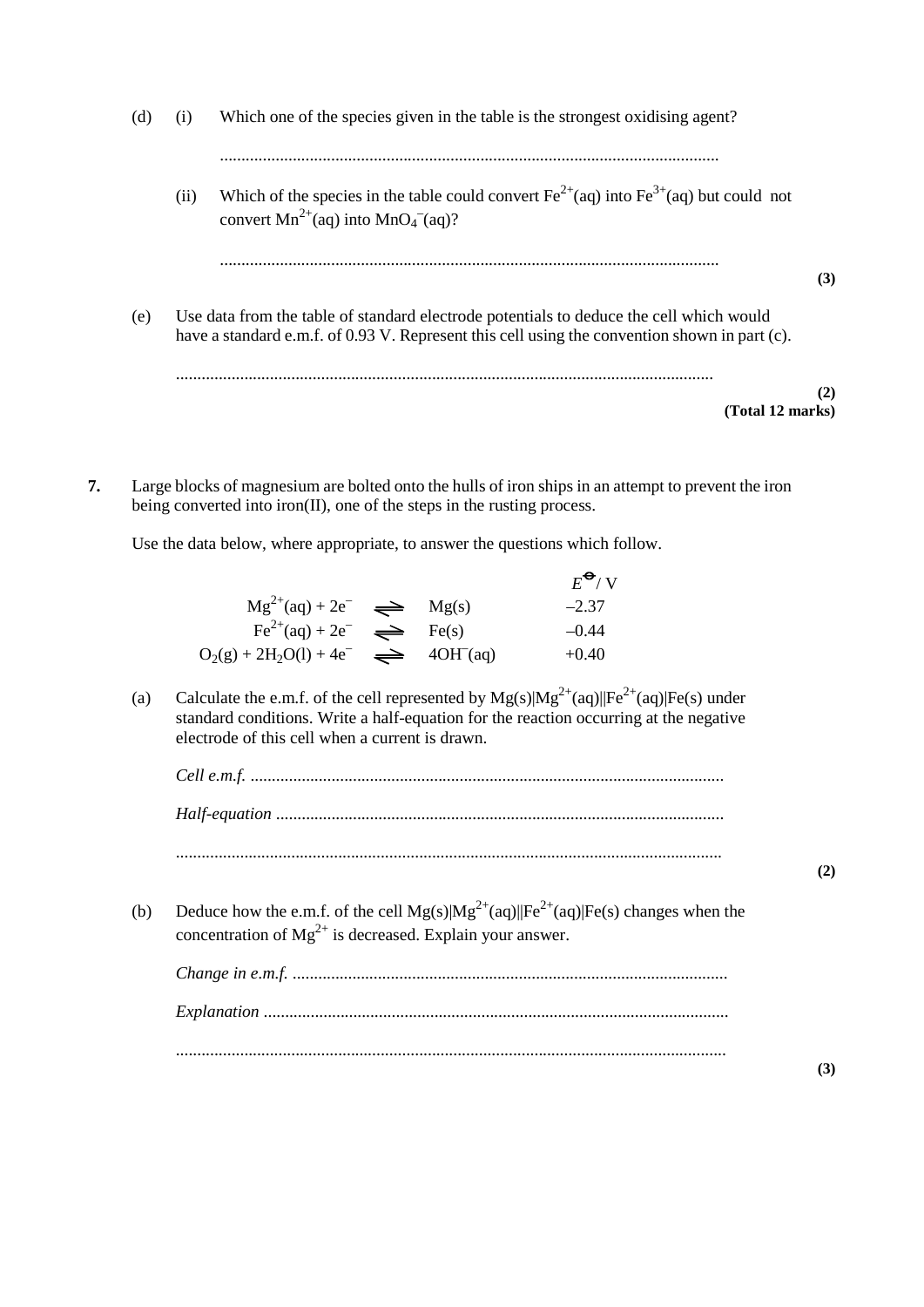(d) (i) Which one of the species given in the table is the strongest oxidising agent?

.....................................................................................................................

(ii) Which of the species in the table could convert $Fe^{2+}(aq)$ into $Fe^{3+}(aq)$ but could not convert $Mn^{2+}(aq)$ into $MnO_4^-(aq)$?

.....................................................................................................................

**(3)**

(e) Use data from the table of standard electrode potentials to deduce the cell which would have a standard e.m.f. of 0.93 V. Represent this cell using the convention shown in part (c).

.....................................................................................................................

**(2)**
**(Total 12 marks)**

**7.** Large blocks of magnesium are bolted onto the hulls of iron ships in an attempt to prevent the iron being converted into iron(II), one of the steps in the rusting process.

Use the data below, where appropriate, to answer the questions which follow.

| | | | $E^\ominus$ / V |
|---|---|---|---|
| $Mg^{2+}(aq) + 2e^-$ | $\rightleftharpoons$ | $Mg(s)$ | –2.37 |
| $Fe^{2+}(aq) + 2e^-$ | $\rightleftharpoons$ | $Fe(s)$ | –0.44 |
| $O_2(g) + 2H_2O(l) + 4e^-$ | $\rightleftharpoons$ | $4OH^-(aq)$ | +0.40 |

(a) Calculate the e.m.f. of the cell represented by $Mg(s)|Mg^{2+}(aq)||Fe^{2+}(aq)|Fe(s)$ under standard conditions. Write a half-equation for the reaction occurring at the negative electrode of this cell when a current is drawn.

*Cell e.m.f.* .....................................................................................................................

*Half-equation* .....................................................................................................................

.....................................................................................................................

**(2)**

(b) Deduce how the e.m.f. of the cell $Mg(s)|Mg^{2+}(aq)||Fe^{2+}(aq)|Fe(s)$ changes when the concentration of $Mg^{2+}$ is decreased. Explain your answer.

*Change in e.m.f.* .....................................................................................................................

*Explanation* .....................................................................................................................

.....................................................................................................................

**(3)**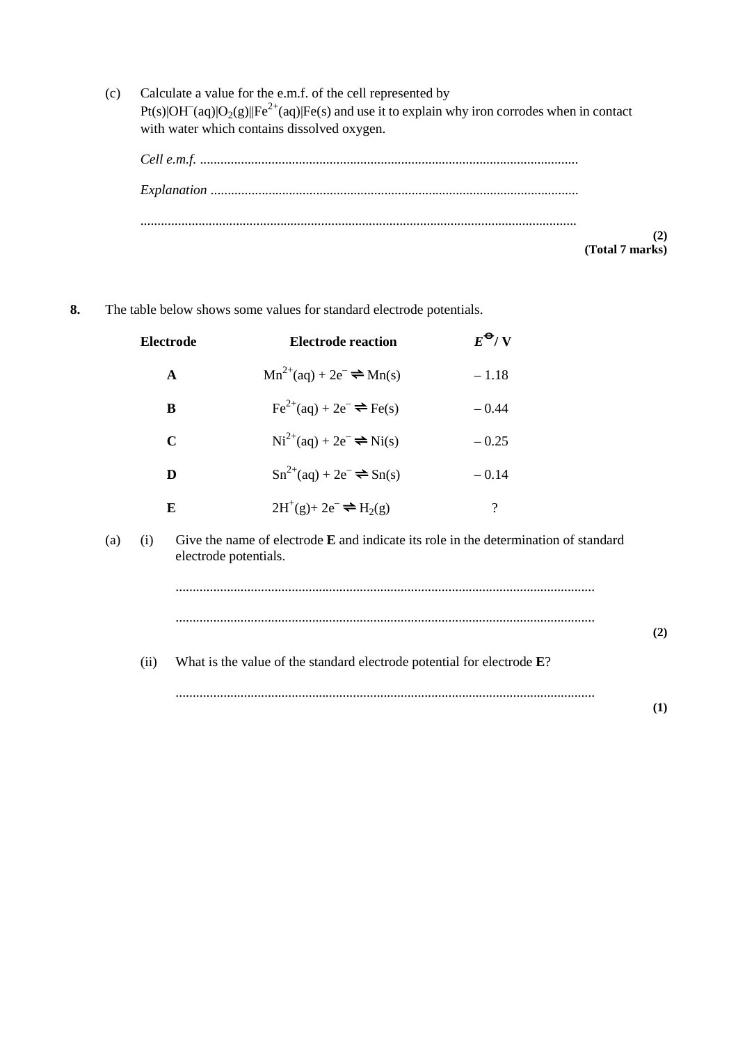(c) Calculate a value for the e.m.f. of the cell represented by $Pt(s)|OH^-(aq)|O_2(g)||Fe^{2+}(aq)|Fe(s)$ and use it to explain why iron corrodes when in contact with water which contains dissolved oxygen.

*Cell e.m.f.* ..............................................................................................................

*Explanation* ...........................................................................................................

..............................................................................................................................

**(2)**
**(Total 7 marks)**

**8.** The table below shows some values for standard electrode potentials.

| Electrode | Electrode reaction | $E^\ominema$ / V |
|---|---|---|
| **A** | $Mn^{2+}(aq) + 2e^- \rightleftharpoons Mn(s)$ | – 1.18 |
| **B** | $Fe^{2+}(aq) + 2e^- \rightleftharpoons Fe(s)$ | – 0.44 |
| **C** | $Ni^{2+}(aq) + 2e^- \rightleftharpoons Ni(s)$ | – 0.25 |
| **D** | $Sn^{2+}(aq) + 2e^- \rightleftharpoons Sn(s)$ | – 0.14 |
| **E** | $2H^+(g) + 2e^- \rightleftharpoons H_2(g)$ | ? |

(a) (i) Give the name of electrode **E** and indicate its role in the determination of standard electrode potentials.

..............................................................................................................................

..............................................................................................................................

**(2)**

(ii) What is the value of the standard electrode potential for electrode **E**?

..............................................................................................................................

**(1)**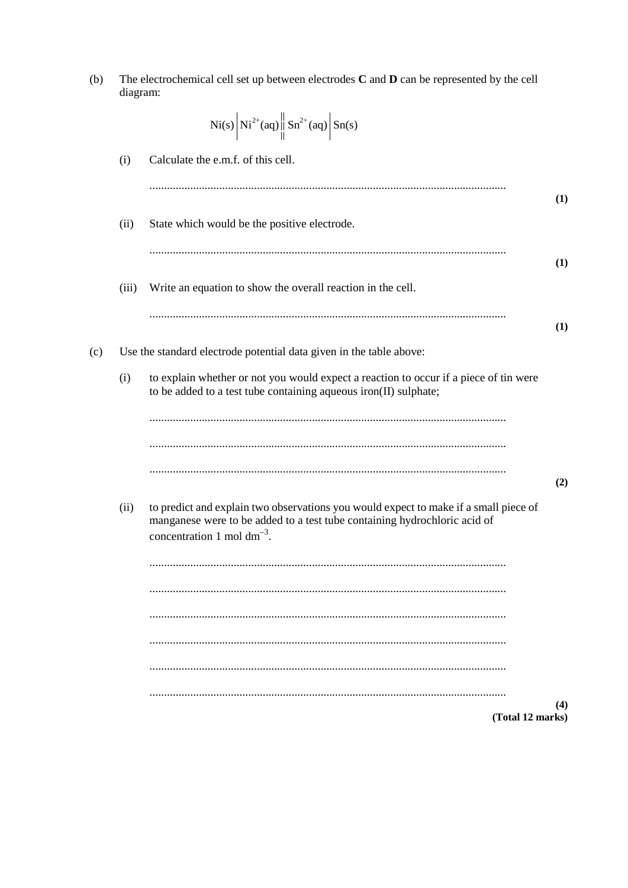(b) The electrochemical cell set up between electrodes **C** and **D** can be represented by the cell diagram:

$$Ni(s)\left|Ni^{2+}(aq)\right|\left|Sn^{2+}(aq)\right|Sn(s)$$

(i) Calculate the e.m.f. of this cell.

.........................................................................................................................

**(1)**

(ii) State which would be the positive electrode.

.........................................................................................................................

**(1)**

(iii) Write an equation to show the overall reaction in the cell.

.........................................................................................................................

**(1)**

(c) Use the standard electrode potential data given in the table above:

(i) to explain whether or not you would expect a reaction to occur if a piece of tin were to be added to a test tube containing aqueous iron(II) sulphate;

.........................................................................................................................

.........................................................................................................................

.........................................................................................................................

**(2)**

(ii) to predict and explain two observations you would expect to make if a small piece of manganese were to be added to a test tube containing hydrochloric acid of concentration 1 mol $dm^{-3}$.

.........................................................................................................................

.........................................................................................................................

.........................................................................................................................

.........................................................................................................................

.........................................................................................................................

.........................................................................................................................

**(4)**

**(Total 12 marks)**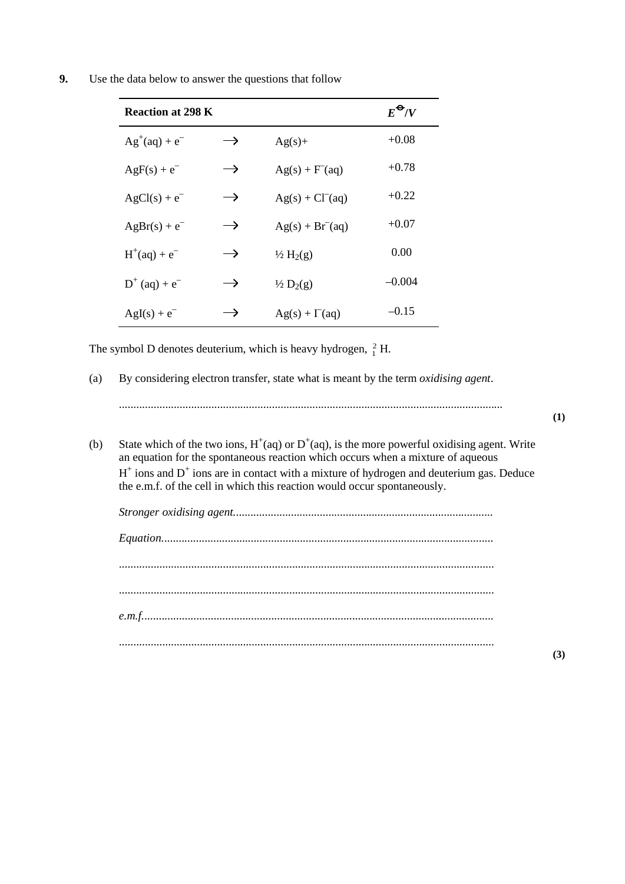**9.** Use the data below to answer the questions that follow

| **Reaction at 298 K** | | | **$E^{\ominus}$/V** |
|---|---|---|---|
| $Ag^+(aq) + e^-$ | $\rightarrow$ | $Ag(s)$+ | +0.08 |
| $AgF(s) + e^-$ | $\rightarrow$ | $Ag(s) + F^-(aq)$ | +0.78 |
| $AgCl(s) + e^-$ | $\rightarrow$ | $Ag(s) + Cl^-(aq)$ | +0.22 |
| $AgBr(s) + e^-$ | $\rightarrow$ | $Ag(s) + Br^-(aq)$ | +0.07 |
| $H^+(aq) + e^-$ | $\rightarrow$ | $\frac{1}{2} H_2(g)$ | 0.00 |
| $D^+(aq) + e^-$ | $\rightarrow$ | $\frac{1}{2} D_2(g)$ | –0.004 |
| $AgI(s) + e^-$ | $\rightarrow$ | $Ag(s) + I^-(aq)$ | –0.15 |

The symbol D denotes deuterium, which is heavy hydrogen, $^2_1H$.

(a) By considering electron transfer, state what is meant by the term *oxidising agent*.

..................................................................................................................................

**(1)**

(b) State which of the two ions, $H^+(aq)$ or $D^+(aq)$, is the more powerful oxidising agent. Write an equation for the spontaneous reaction which occurs when a mixture of aqueous $H^+$ ions and $D^+$ ions are in contact with a mixture of hydrogen and deuterium gas. Deduce the e.m.f. of the cell in which this reaction would occur spontaneously.

*Stronger oxidising agent*.........................................................................................

*Equation*..................................................................................................................

..................................................................................................................................

..................................................................................................................................

*e.m.f.*........................................................................................................................

..................................................................................................................................

**(3)**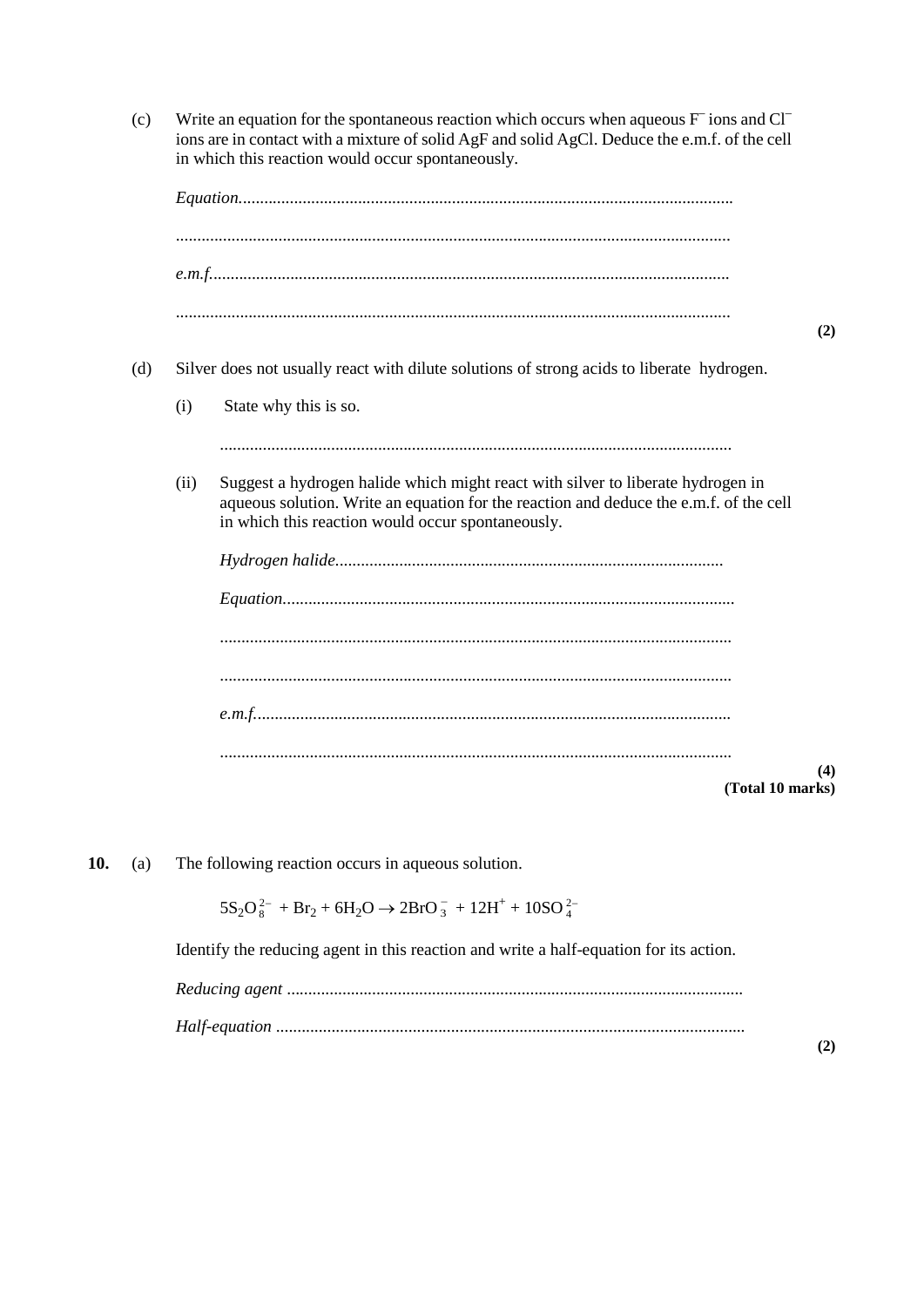(c) Write an equation for the spontaneous reaction which occurs when aqueous $F^-$ ions and $Cl^-$ ions are in contact with a mixture of solid AgF and solid AgCl. Deduce the e.m.f. of the cell in which this reaction would occur spontaneously.

*Equation*...................................................................................................................

.................................................................................................................................

*e.m.f.*.........................................................................................................................

................................................................................................................................. **(2)**

(d) Silver does not usually react with dilute solutions of strong acids to liberate hydrogen.

(i) State why this is so.

.......................................................................................................................

(ii) Suggest a hydrogen halide which might react with silver to liberate hydrogen in aqueous solution. Write an equation for the reaction and deduce the e.m.f. of the cell in which this reaction would occur spontaneously.

*Hydrogen halide*..........................................................................................

*Equation*.........................................................................................................

.......................................................................................................................

.......................................................................................................................

*e.m.f.*..............................................................................................................

....................................................................................................................... **(4)**

**(Total 10 marks)**

**10.** (a) The following reaction occurs in aqueous solution.

$$5S_2O_8^{2-} + Br_2 + 6H_2O \rightarrow 2BrO_3^- + 12H^+ + 10SO_4^{2-}$$

Identify the reducing agent in this reaction and write a half-equation for its action.

*Reducing agent* .........................................................................................................

*Half-equation* ............................................................................................................ **(2)**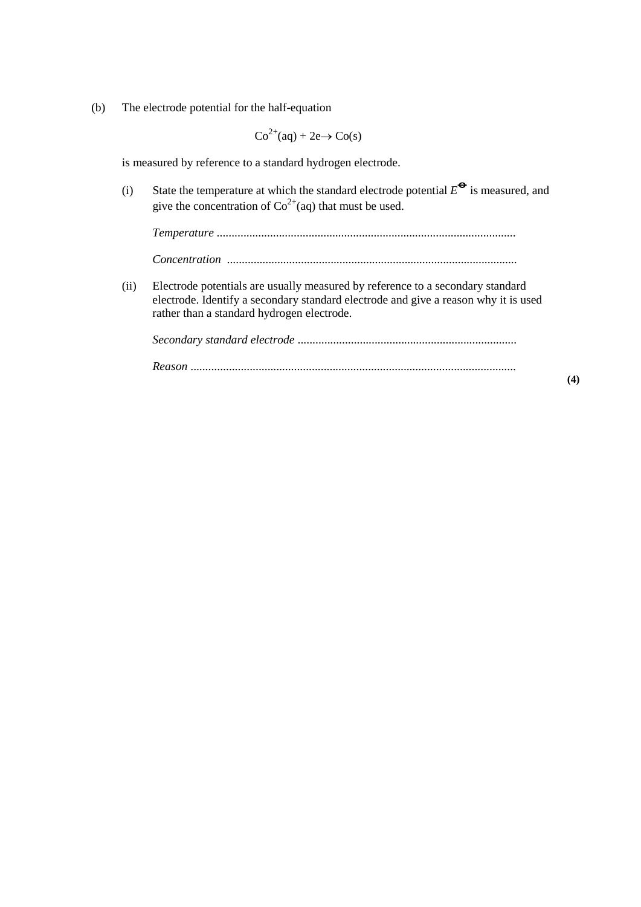(b) The electrode potential for the half-equation

$$Co^{2+}(aq) + 2e \rightarrow Co(s)$$

is measured by reference to a standard hydrogen electrode.

(i) State the temperature at which the standard electrode potential $E^{\ominus}$ is measured, and give the concentration of $Co^{2+}(aq)$ that must be used.

*Temperature* ....................................................................................................

*Concentration* ................................................................................................

(ii) Electrode potentials are usually measured by reference to a secondary standard electrode. Identify a secondary standard electrode and give a reason why it is used rather than a standard hydrogen electrode.

*Secondary standard electrode* .........................................................................

*Reason* ............................................................................................................

**(4)**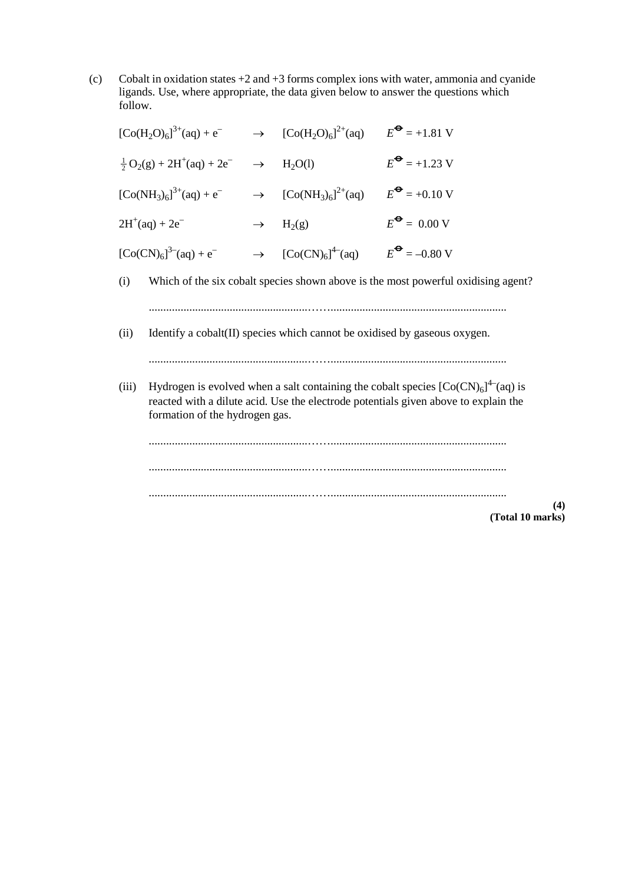(c) Cobalt in oxidation states +2 and +3 forms complex ions with water, ammonia and cyanide ligands. Use, where appropriate, the data given below to answer the questions which follow.

| | | | |
|---|---|---|---|
| $[Co(H_2O)_6]^{3+}(aq) + e^-$ | $\rightarrow$ | $[Co(H_2O)_6]^{2+}(aq)$ | $E^\ominus = +1.81$ V |
| $\frac{1}{2}O_2(g) + 2H^+(aq) + 2e^-$ | $\rightarrow$ | $H_2O(l)$ | $E^\ominus = +1.23$ V |
| $[Co(NH_3)_6]^{3+}(aq) + e^-$ | $\rightarrow$ | $[Co(NH_3)_6]^{2+}(aq)$ | $E^\ominus = +0.10$ V |
| $2H^+(aq) + 2e^-$ | $\rightarrow$ | $H_2(g)$ | $E^\ominus = 0.00$ V |
| $[Co(CN)_6]^{3-}(aq) + e^-$ | $\rightarrow$ | $[Co(CN)_6]^{4-}(aq)$ | $E^\ominus = -0.80$ V |

(i) Which of the six cobalt species shown above is the most powerful oxidising agent?

.......................................................................................................................

(ii) Identify a cobalt(II) species which cannot be oxidised by gaseous oxygen.

.......................................................................................................................

(iii) Hydrogen is evolved when a salt containing the cobalt species $[Co(CN)_6]^{4-}(aq)$ is reacted with a dilute acid. Use the electrode potentials given above to explain the formation of the hydrogen gas.

.......................................................................................................................

.......................................................................................................................

.......................................................................................................................

**(4)**

**(Total 10 marks)**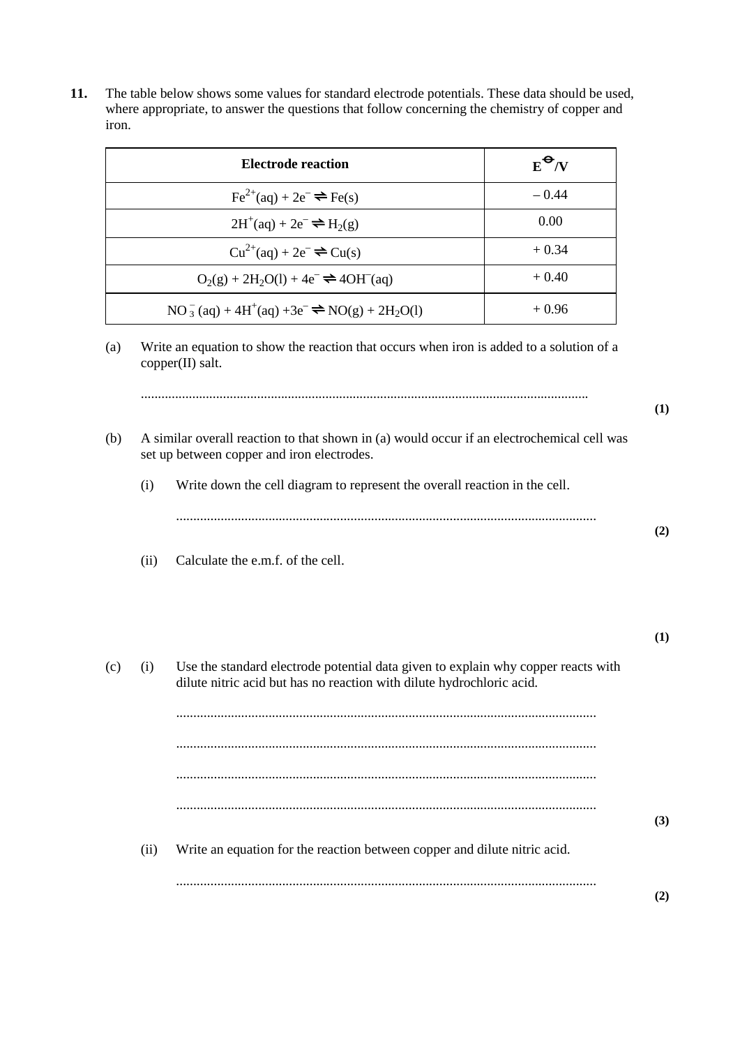**11.** The table below shows some values for standard electrode potentials. These data should be used, where appropriate, to answer the questions that follow concerning the chemistry of copper and iron.

| Electrode reaction | $E^{\ominus}$/V |
|---|---|
| $Fe^{2+}(aq) + 2e^- \rightleftharpoons Fe(s)$ | – 0.44 |
| $2H^+(aq) + 2e^- \rightleftharpoons H_2(g)$ | 0.00 |
| $Cu^{2+}(aq) + 2e^- \rightleftharpoons Cu(s)$ | + 0.34 |
| $O_2(g) + 2H_2O(l) + 4e^- \rightleftharpoons 4OH^-(aq)$ | + 0.40 |
| $NO_3^-(aq) + 4H^+(aq) + 3e^- \rightleftharpoons NO(g) + 2H_2O(l)$ | + 0.96 |

(a) Write an equation to show the reaction that occurs when iron is added to a solution of a copper(II) salt.

.................................................................................................................................

**(1)**

(b) A similar overall reaction to that shown in (a) would occur if an electrochemical cell was set up between copper and iron electrodes.

(i) Write down the cell diagram to represent the overall reaction in the cell.

.........................................................................................................................

**(2)**

(ii) Calculate the e.m.f. of the cell.

**(1)**

(c) (i) Use the standard electrode potential data given to explain why copper reacts with dilute nitric acid but has no reaction with dilute hydrochloric acid.

.........................................................................................................................

.........................................................................................................................

.........................................................................................................................

.........................................................................................................................

**(3)**

(ii) Write an equation for the reaction between copper and dilute nitric acid.

.........................................................................................................................

**(2)**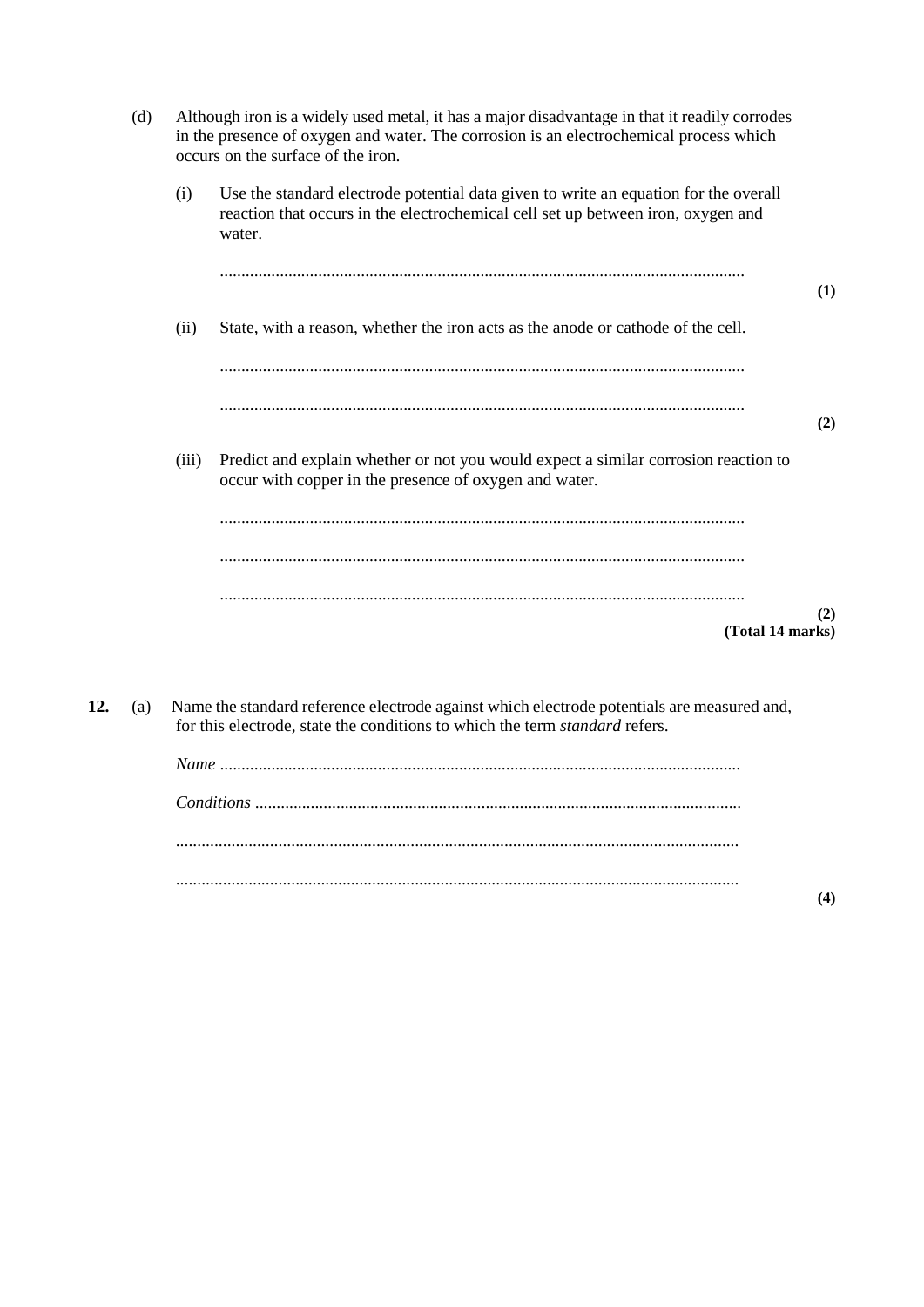(d) Although iron is a widely used metal, it has a major disadvantage in that it readily corrodes in the presence of oxygen and water. The corrosion is an electrochemical process which occurs on the surface of the iron.

(i) Use the standard electrode potential data given to write an equation for the overall reaction that occurs in the electrochemical cell set up between iron, oxygen and water.

.........................................................................................................................

**(1)**

(ii) State, with a reason, whether the iron acts as the anode or cathode of the cell.

.........................................................................................................................

.........................................................................................................................

**(2)**

(iii) Predict and explain whether or not you would expect a similar corrosion reaction to occur with copper in the presence of oxygen and water.

.........................................................................................................................

.........................................................................................................................

.........................................................................................................................

**(2)**

**(Total 14 marks)**

**12.** (a) Name the standard reference electrode against which electrode potentials are measured and, for this electrode, state the conditions to which the term *standard* refers.

*Name* .........................................................................................................................

*Conditions* .................................................................................................................

.........................................................................................................................

.........................................................................................................................

**(4)**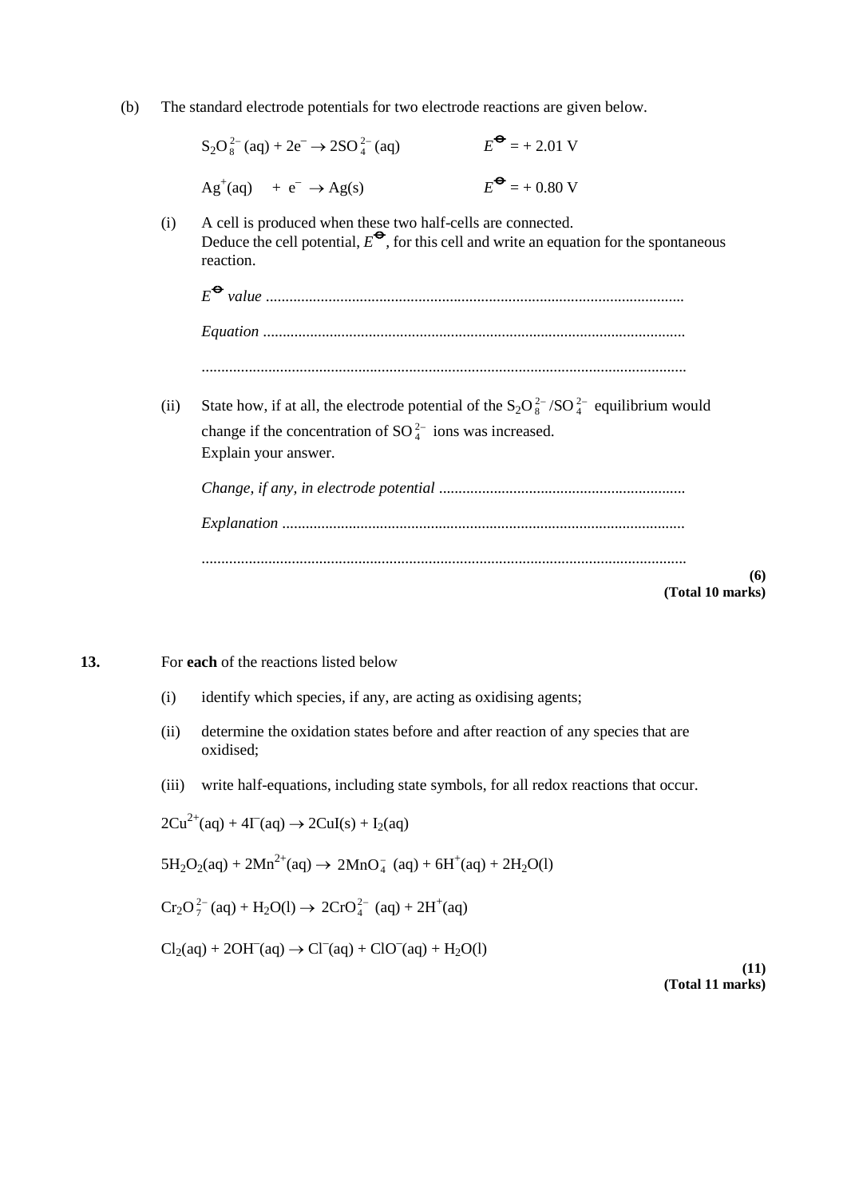(b) The standard electrode potentials for two electrode reactions are given below.

$$S_2O_8^{2-}(aq) + 2e^- \rightarrow 2SO_4^{2-}(aq) \qquad E^\ominus = +2.01\ V$$

$$Ag^+(aq) + e^- \rightarrow Ag(s) \qquad E^\ominus = +0.80\ V$$

(i) A cell is produced when these two half-cells are connected. Deduce the cell potential, $E^\ominus$, for this cell and write an equation for the spontaneous reaction.

*$E^\ominus$ value* ..........................................................................................................

*Equation* ..........................................................................................................

..........................................................................................................................

(ii) State how, if at all, the electrode potential of the $S_2O_8^{2-}/SO_4^{2-}$ equilibrium would change if the concentration of $SO_4^{2-}$ ions was increased. Explain your answer.

*Change, if any, in electrode potential* ..............................................................

*Explanation* ......................................................................................................

..........................................................................................................................

**(6)**
**(Total 10 marks)**

**13.** For **each** of the reactions listed below

(i) identify which species, if any, are acting as oxidising agents;

(ii) determine the oxidation states before and after reaction of any species that are oxidised;

(iii) write half-equations, including state symbols, for all redox reactions that occur.

$$2Cu^{2+}(aq) + 4I^-(aq) \rightarrow 2CuI(s) + I_2(aq)$$

$$5H_2O_2(aq) + 2Mn^{2+}(aq) \rightarrow 2MnO_4^-(aq) + 6H^+(aq) + 2H_2O(l)$$

$$Cr_2O_7^{2-}(aq) + H_2O(l) \rightarrow 2CrO_4^{2-}(aq) + 2H^+(aq)$$

$$Cl_2(aq) + 2OH^-(aq) \rightarrow Cl^-(aq) + ClO^-(aq) + H_2O(l)$$

**(11)**
**(Total 11 marks)**